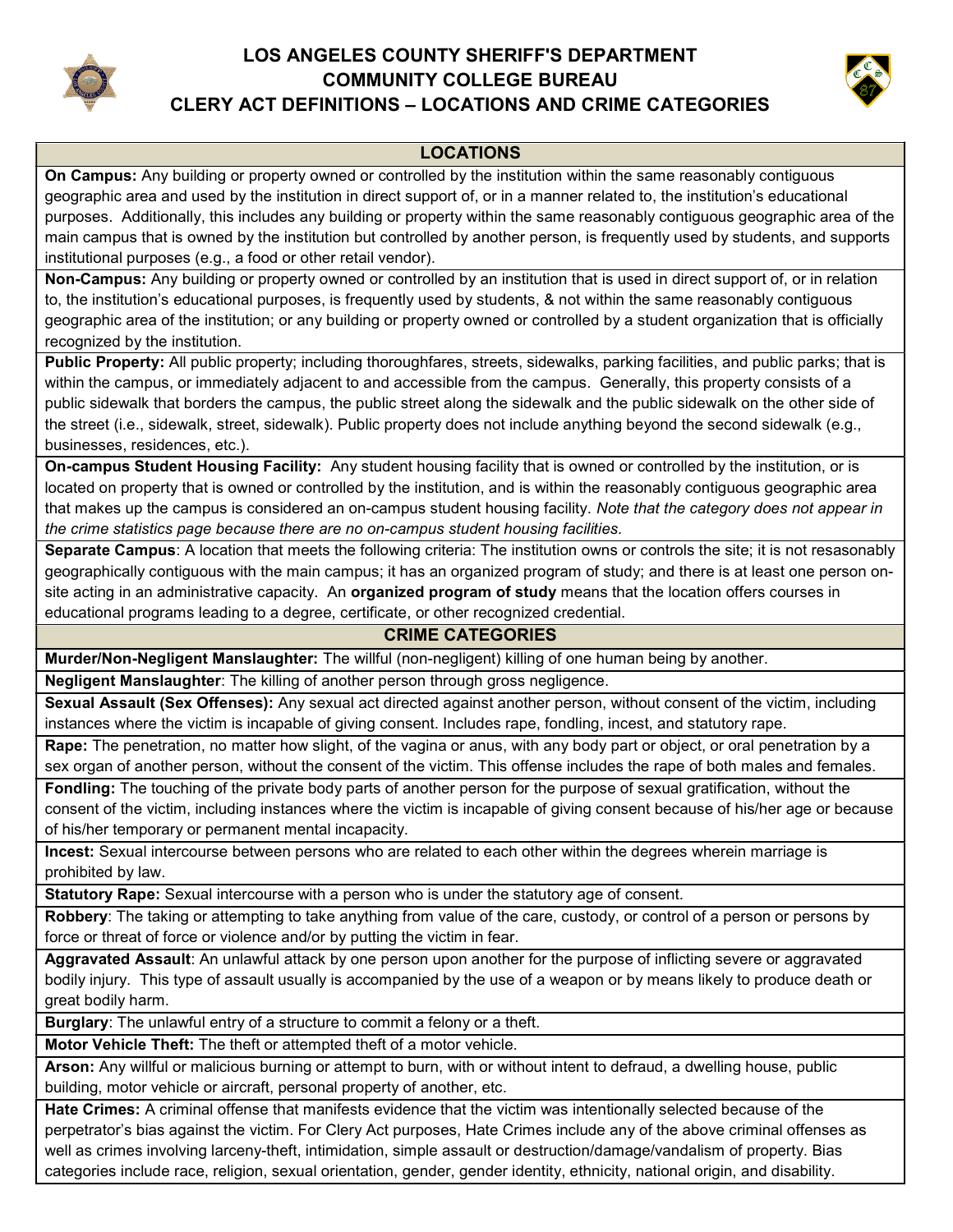# LOS ANGELES COUNTY SHERIFF'S DEPARTMENT
## COMMUNITY COLLEGE BUREAU
## CLERY ACT DEFINITIONS – LOCATIONS AND CRIME CATEGORIES

### LOCATIONS

**On Campus:** Any building or property owned or controlled by the institution within the same reasonably contiguous geographic area and used by the institution in direct support of, or in a manner related to, the institution's educational purposes. Additionally, this includes any building or property within the same reasonably contiguous geographic area of the main campus that is owned by the institution but controlled by another person, is frequently used by students, and supports institutional purposes (e.g., a food or other retail vendor).

**Non-Campus:** Any building or property owned or controlled by an institution that is used in direct support of, or in relation to, the institution's educational purposes, is frequently used by students, & not within the same reasonably contiguous geographic area of the institution; or any building or property owned or controlled by a student organization that is officially recognized by the institution.

**Public Property:** All public property; including thoroughfares, streets, sidewalks, parking facilities, and public parks; that is within the campus, or immediately adjacent to and accessible from the campus. Generally, this property consists of a public sidewalk that borders the campus, the public street along the sidewalk and the public sidewalk on the other side of the street (i.e., sidewalk, street, sidewalk). Public property does not include anything beyond the second sidewalk (e.g., businesses, residences, etc.).

**On-campus Student Housing Facility:** Any student housing facility that is owned or controlled by the institution, or is located on property that is owned or controlled by the institution, and is within the reasonably contiguous geographic area that makes up the campus is considered an on-campus student housing facility. *Note that the category does not appear in the crime statistics page because there are no on-campus student housing facilities.*

**Separate Campus**: A location that meets the following criteria: The institution owns or controls the site; it is not resasonably geographically contiguous with the main campus; it has an organized program of study; and there is at least one person on-site acting in an administrative capacity. An **organized program of study** means that the location offers courses in educational programs leading to a degree, certificate, or other recognized credential.

### CRIME CATEGORIES

**Murder/Non-Negligent Manslaughter:** The willful (non-negligent) killing of one human being by another.

**Negligent Manslaughter**: The killing of another person through gross negligence.

**Sexual Assault (Sex Offenses):** Any sexual act directed against another person, without consent of the victim, including instances where the victim is incapable of giving consent. Includes rape, fondling, incest, and statutory rape.

**Rape:** The penetration, no matter how slight, of the vagina or anus, with any body part or object, or oral penetration by a sex organ of another person, without the consent of the victim. This offense includes the rape of both males and females.

**Fondling:** The touching of the private body parts of another person for the purpose of sexual gratification, without the consent of the victim, including instances where the victim is incapable of giving consent because of his/her age or because of his/her temporary or permanent mental incapacity.

**Incest:** Sexual intercourse between persons who are related to each other within the degrees wherein marriage is prohibited by law.

**Statutory Rape:** Sexual intercourse with a person who is under the statutory age of consent.

**Robbery**: The taking or attempting to take anything from value of the care, custody, or control of a person or persons by force or threat of force or violence and/or by putting the victim in fear.

**Aggravated Assault**: An unlawful attack by one person upon another for the purpose of inflicting severe or aggravated bodily injury. This type of assault usually is accompanied by the use of a weapon or by means likely to produce death or great bodily harm.

**Burglary**: The unlawful entry of a structure to commit a felony or a theft.

**Motor Vehicle Theft:** The theft or attempted theft of a motor vehicle.

**Arson:** Any willful or malicious burning or attempt to burn, with or without intent to defraud, a dwelling house, public building, motor vehicle or aircraft, personal property of another, etc.

**Hate Crimes:** A criminal offense that manifests evidence that the victim was intentionally selected because of the perpetrator's bias against the victim. For Clery Act purposes, Hate Crimes include any of the above criminal offenses as well as crimes involving larceny-theft, intimidation, simple assault or destruction/damage/vandalism of property. Bias categories include race, religion, sexual orientation, gender, gender identity, ethnicity, national origin, and disability.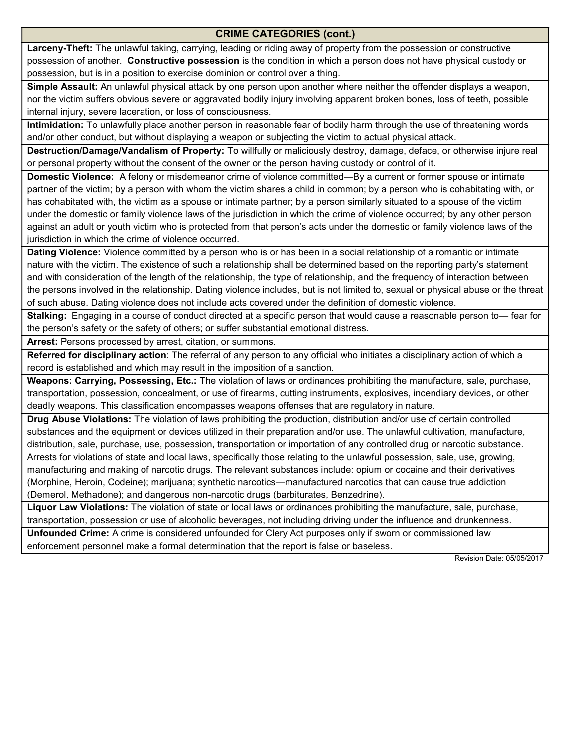| CRIME CATEGORIES (cont.) |
| --- |
| **Larceny-Theft:** The unlawful taking, carrying, leading or riding away of property from the possession or constructive possession of another. **Constructive possession** is the condition in which a person does not have physical custody or possession, but is in a position to exercise dominion or control over a thing. |
| **Simple Assault:** An unlawful physical attack by one person upon another where neither the offender displays a weapon, nor the victim suffers obvious severe or aggravated bodily injury involving apparent broken bones, loss of teeth, possible internal injury, severe laceration, or loss of consciousness. |
| **Intimidation:** To unlawfully place another person in reasonable fear of bodily harm through the use of threatening words and/or other conduct, but without displaying a weapon or subjecting the victim to actual physical attack. |
| **Destruction/Damage/Vandalism of Property:** To willfully or maliciously destroy, damage, deface, or otherwise injure real or personal property without the consent of the owner or the person having custody or control of it. |
| **Domestic Violence:** A felony or misdemeanor crime of violence committed—By a current or former spouse or intimate partner of the victim; by a person with whom the victim shares a child in common; by a person who is cohabitating with, or has cohabitated with, the victim as a spouse or intimate partner; by a person similarly situated to a spouse of the victim under the domestic or family violence laws of the jurisdiction in which the crime of violence occurred; by any other person against an adult or youth victim who is protected from that person's acts under the domestic or family violence laws of the jurisdiction in which the crime of violence occurred. |
| **Dating Violence:** Violence committed by a person who is or has been in a social relationship of a romantic or intimate nature with the victim. The existence of such a relationship shall be determined based on the reporting party's statement and with consideration of the length of the relationship, the type of relationship, and the frequency of interaction between the persons involved in the relationship. Dating violence includes, but is not limited to, sexual or physical abuse or the threat of such abuse. Dating violence does not include acts covered under the definition of domestic violence. |
| **Stalking:** Engaging in a course of conduct directed at a specific person that would cause a reasonable person to— fear for the person's safety or the safety of others; or suffer substantial emotional distress. |
| **Arrest:** Persons processed by arrest, citation, or summons. |
| **Referred for disciplinary action**: The referral of any person to any official who initiates a disciplinary action of which a record is established and which may result in the imposition of a sanction. |
| **Weapons: Carrying, Possessing, Etc.:** The violation of laws or ordinances prohibiting the manufacture, sale, purchase, transportation, possession, concealment, or use of firearms, cutting instruments, explosives, incendiary devices, or other deadly weapons. This classification encompasses weapons offenses that are regulatory in nature. |
| **Drug Abuse Violations:** The violation of laws prohibiting the production, distribution and/or use of certain controlled substances and the equipment or devices utilized in their preparation and/or use. The unlawful cultivation, manufacture, distribution, sale, purchase, use, possession, transportation or importation of any controlled drug or narcotic substance. Arrests for violations of state and local laws, specifically those relating to the unlawful possession, sale, use, growing, manufacturing and making of narcotic drugs. The relevant substances include: opium or cocaine and their derivatives (Morphine, Heroin, Codeine); marijuana; synthetic narcotics—manufactured narcotics that can cause true addiction (Demerol, Methadone); and dangerous non-narcotic drugs (barbiturates, Benzedrine). |
| **Liquor Law Violations:** The violation of state or local laws or ordinances prohibiting the manufacture, sale, purchase, transportation, possession or use of alcoholic beverages, not including driving under the influence and drunkenness. |
| **Unfounded Crime:** A crime is considered unfounded for Clery Act purposes only if sworn or commissioned law enforcement personnel make a formal determination that the report is false or baseless. |

Revision Date: 05/05/2017